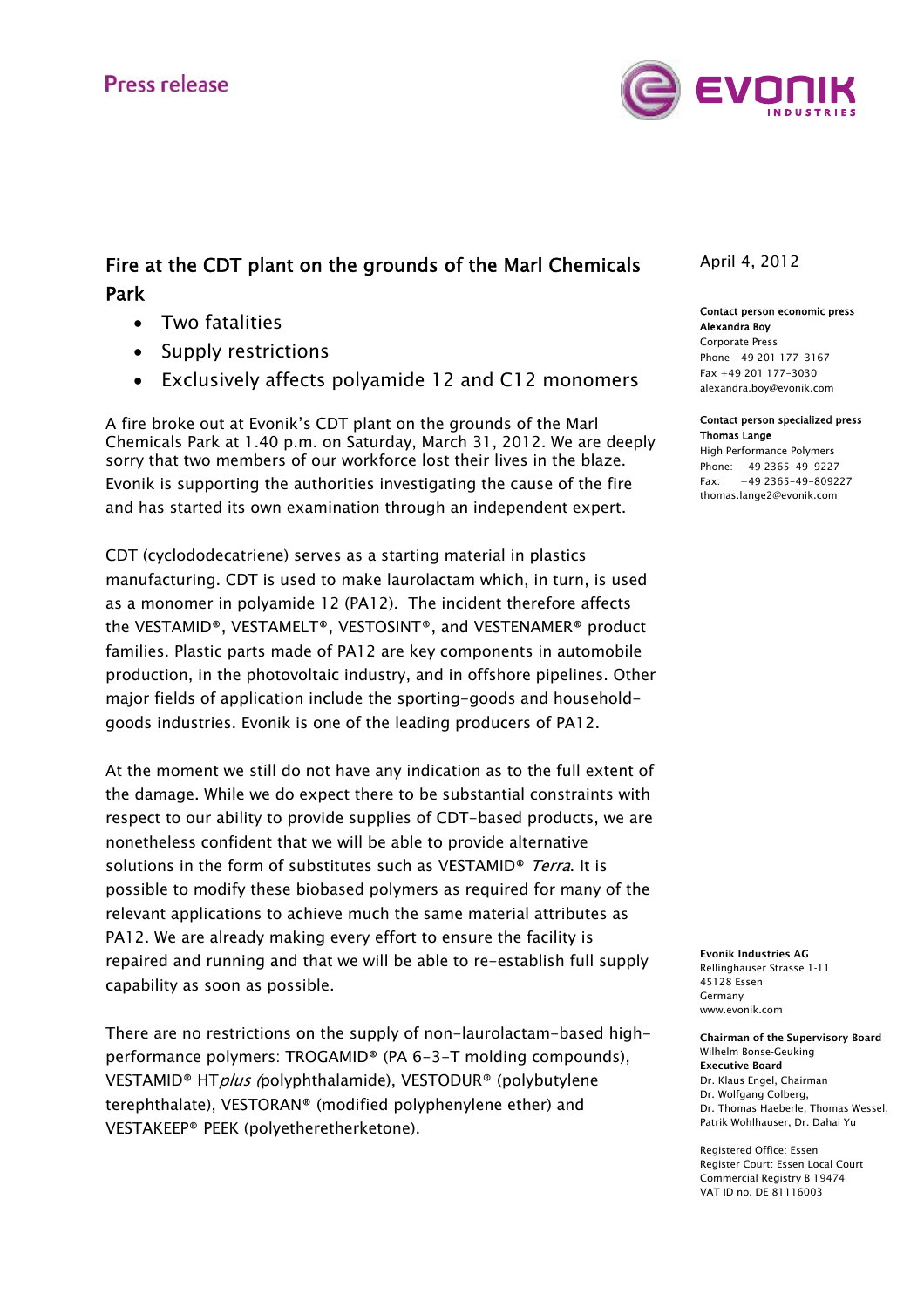Press release

# Fire at the CDT plant on the grounds of the Marl Chemicals Park

- Two fatalities
- Supply restrictions
- Exclusively affects polyamide 12 and C12 monomers

April 4, 2012

**Contact person economic press**
**Alexandra Boy**
Corporate Press
Phone +49 201 177-3167
Fax +49 201 177-3030
alexandra.boy@evonik.com

**Contact person specialized press**
**Thomas Lange**
High Performance Polymers
Phone: +49 2365-49-9227
Fax: +49 2365-49-809227
thomas.lange2@evonik.com

A fire broke out at Evonik's CDT plant on the grounds of the Marl Chemicals Park at 1.40 p.m. on Saturday, March 31, 2012. We are deeply sorry that two members of our workforce lost their lives in the blaze. Evonik is supporting the authorities investigating the cause of the fire and has started its own examination through an independent expert.

CDT (cyclododecatriene) serves as a starting material in plastics manufacturing. CDT is used to make laurolactam which, in turn, is used as a monomer in polyamide 12 (PA12). The incident therefore affects the VESTAMID®, VESTAMELT®, VESTOSINT®, and VESTENAMER® product families. Plastic parts made of PA12 are key components in automobile production, in the photovoltaic industry, and in offshore pipelines. Other major fields of application include the sporting-goods and household-goods industries. Evonik is one of the leading producers of PA12.

At the moment we still do not have any indication as to the full extent of the damage. While we do expect there to be substantial constraints with respect to our ability to provide supplies of CDT-based products, we are nonetheless confident that we will be able to provide alternative solutions in the form of substitutes such as VESTAMID® *Terra*. It is possible to modify these biobased polymers as required for many of the relevant applications to achieve much the same material attributes as PA12. We are already making every effort to ensure the facility is repaired and running and that we will be able to re-establish full supply capability as soon as possible.

There are no restrictions on the supply of non-laurolactam-based high-performance polymers: TROGAMID® (PA 6-3-T molding compounds), VESTAMID® HT*plus* (polyphthalamide), VESTODUR® (polybutylene terephthalate), VESTORAN® (modified polyphenylene ether) and VESTAKEEP® PEEK (polyetheretherketone).

**Evonik Industries AG**
Rellinghauser Strasse 1-11
45128 Essen
Germany
www.evonik.com

**Chairman of the Supervisory Board**
Wilhelm Bonse-Geuking
**Executive Board**
Dr. Klaus Engel, Chairman
Dr. Wolfgang Colberg,
Dr. Thomas Haeberle, Thomas Wessel,
Patrik Wohlhauser, Dr. Dahai Yu

Registered Office: Essen
Register Court: Essen Local Court
Commercial Registry B 19474
VAT ID no. DE 81116003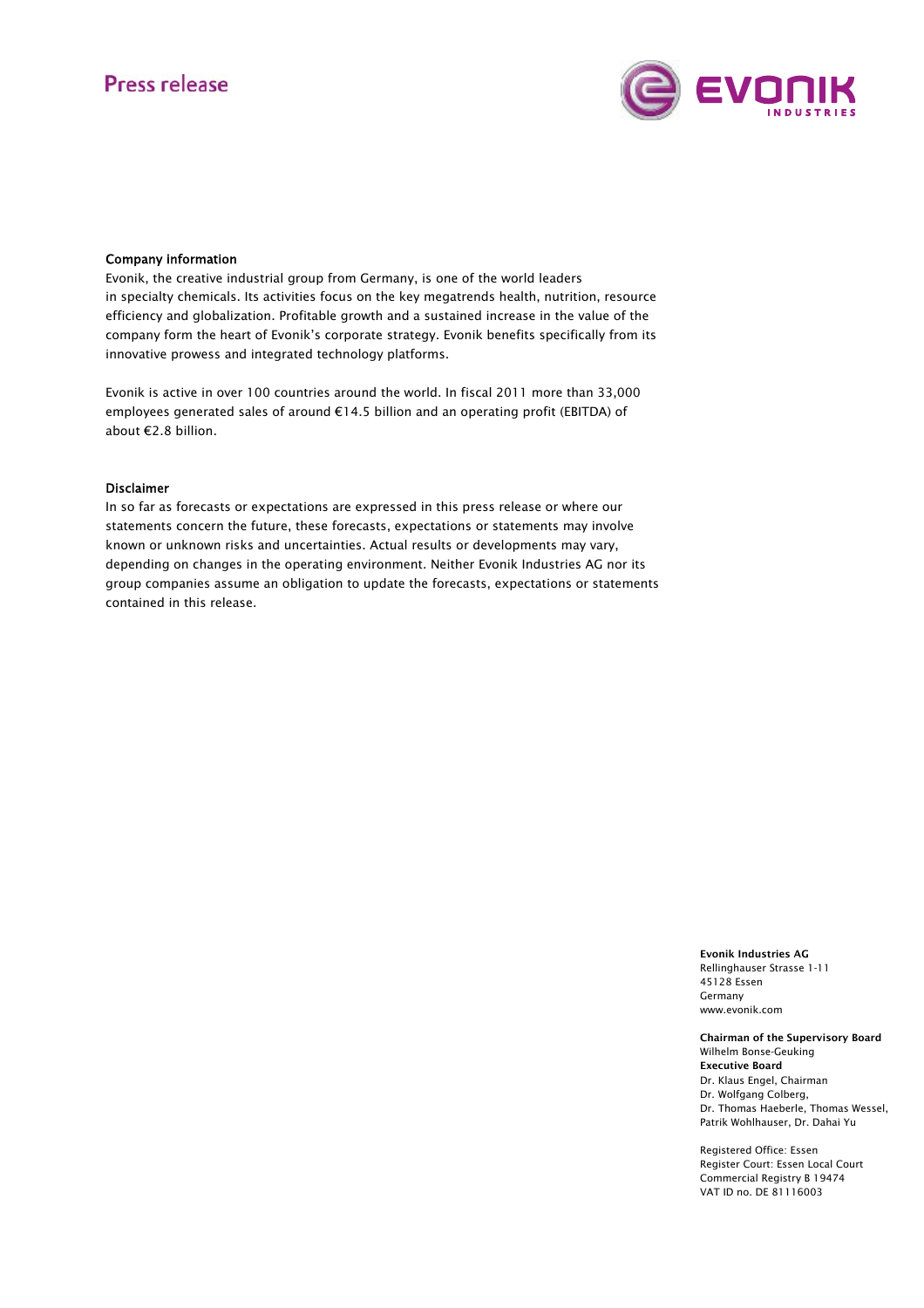**Company information**

Evonik, the creative industrial group from Germany, is one of the world leaders in specialty chemicals. Its activities focus on the key megatrends health, nutrition, resource efficiency and globalization. Profitable growth and a sustained increase in the value of the company form the heart of Evonik's corporate strategy. Evonik benefits specifically from its innovative prowess and integrated technology platforms.

Evonik is active in over 100 countries around the world. In fiscal 2011 more than 33,000 employees generated sales of around €14.5 billion and an operating profit (EBITDA) of about €2.8 billion.

**Disclaimer**

In so far as forecasts or expectations are expressed in this press release or where our statements concern the future, these forecasts, expectations or statements may involve known or unknown risks and uncertainties. Actual results or developments may vary, depending on changes in the operating environment. Neither Evonik Industries AG nor its group companies assume an obligation to update the forecasts, expectations or statements contained in this release.

**Evonik Industries AG**
Rellinghauser Strasse 1-11
45128 Essen
Germany
www.evonik.com

**Chairman of the Supervisory Board**
Wilhelm Bonse-Geuking
**Executive Board**
Dr. Klaus Engel, Chairman
Dr. Wolfgang Colberg,
Dr. Thomas Haeberle, Thomas Wessel,
Patrik Wohlhauser, Dr. Dahai Yu

Registered Office: Essen
Register Court: Essen Local Court
Commercial Registry B 19474
VAT ID no. DE 81116003